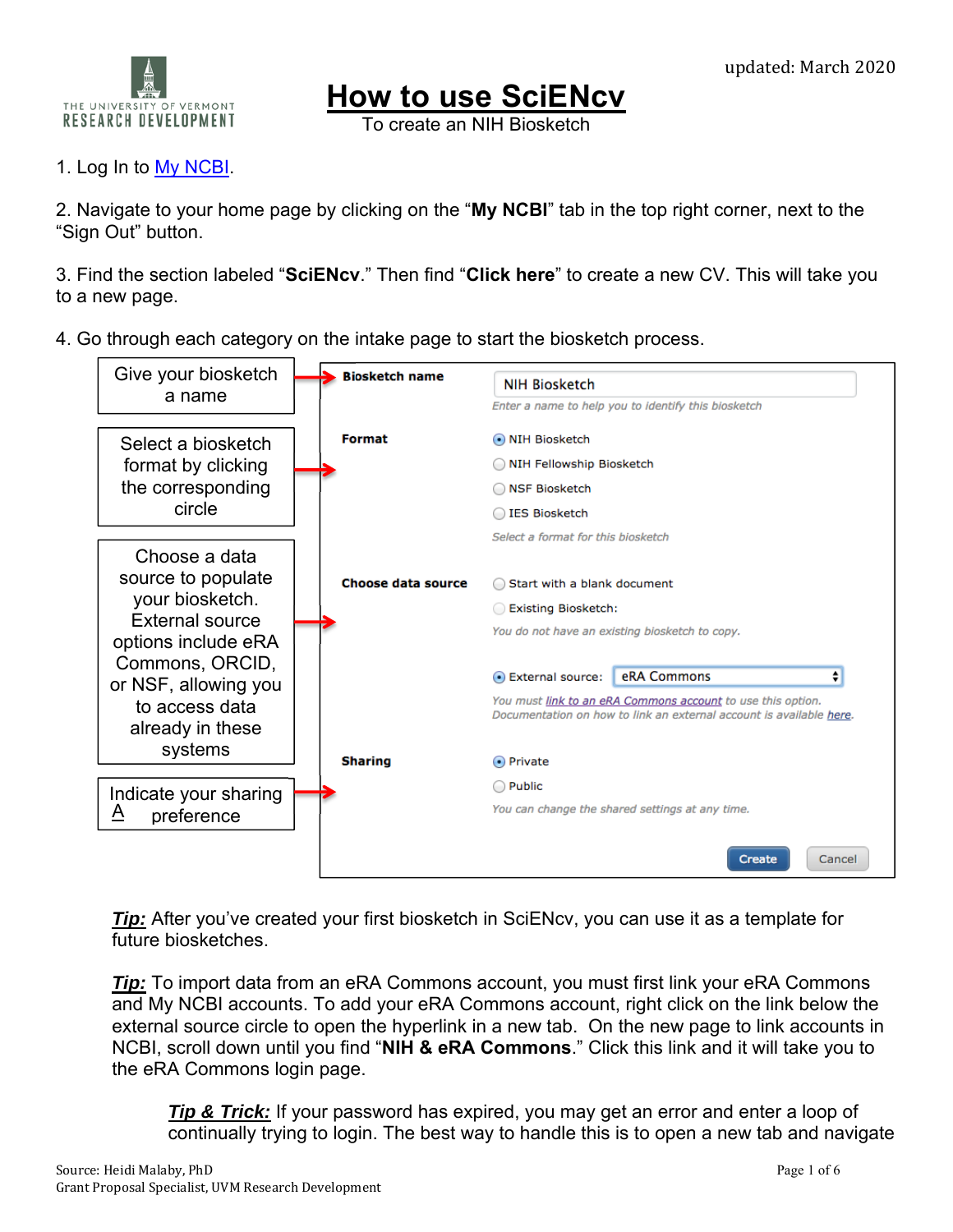# How to use SciENcv

To create an NIH Biosketch

updated: March 2020

1. Log In to [My NCBI](My NCBI).

2. Navigate to your home page by clicking on the "**My NCBI**" tab in the top right corner, next to the "Sign Out" button.

3. Find the section labeled "**SciENcv**." Then find "**Click here**" to create a new CV. This will take you to a new page.

4. Go through each category on the intake page to start the biosketch process.

| Instruction | Field | Options |
| --- | --- | --- |
| Give your biosketch a name | **Biosketch name** | NIH Biosketch<br>*Enter a name to help you to identify this biosketch* |
| Select a biosketch format by clicking the corresponding circle | **Format** | ◉ NIH Biosketch<br>◯ NIH Fellowship Biosketch<br>◯ NSF Biosketch<br>◯ IES Biosketch<br>*Select a format for this biosketch* |
| Choose a data source to populate your biosketch. External source options include eRA Commons, ORCID, or NSF, allowing you to access data already in these systems | **Choose data source** | ◯ Start with a blank document<br>◯ Existing Biosketch:<br>*You do not have an existing biosketch to copy.*<br>◉ External source: eRA Commons<br>*You must link to an eRA Commons account to use this option. Documentation on how to link an external account is available here.* |
| Indicate your sharing preference | **Sharing** | ◉ Private<br>◯ Public<br>*You can change the shared settings at any time.* |

[Create] [Cancel]

***Tip:*** After you've created your first biosketch in SciENcv, you can use it as a template for future biosketches.

***Tip:*** To import data from an eRA Commons account, you must first link your eRA Commons and My NCBI accounts. To add your eRA Commons account, right click on the link below the external source circle to open the hyperlink in a new tab. On the new page to link accounts in NCBI, scroll down until you find "**NIH & eRA Commons**." Click this link and it will take you to the eRA Commons login page.

> ***Tip & Trick:*** If your password has expired, you may get an error and enter a loop of continually trying to login. The best way to handle this is to open a new tab and navigate

Source: Heidi Malaby, PhD
Grant Proposal Specialist, UVM Research Development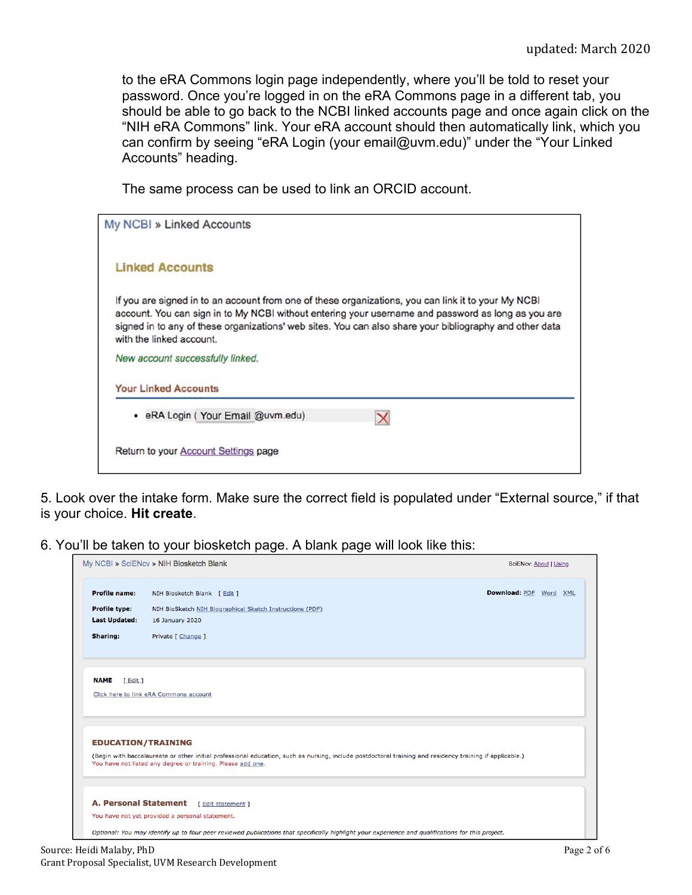to the eRA Commons login page independently, where you'll be told to reset your password. Once you're logged in on the eRA Commons page in a different tab, you should be able to go back to the NCBI linked accounts page and once again click on the "NIH eRA Commons" link. Your eRA account should then automatically link, which you can confirm by seeing "eRA Login (your email@uvm.edu)" under the "Your Linked Accounts" heading.

The same process can be used to link an ORCID account.

My NCBI » Linked Accounts

**Linked Accounts**

If you are signed in to an account from one of these organizations, you can link it to your My NCBI account. You can sign in to My NCBI without entering your username and password as long as you are signed in to any of these organizations' web sites. You can also share your bibliography and other data with the linked account.

*New account successfully linked.*

**Your Linked Accounts**

- eRA Login ( Your Email @uvm.edu)

Return to your Account Settings page

5. Look over the intake form. Make sure the correct field is populated under "External source," if that is your choice. **Hit create**.

6. You'll be taken to your biosketch page. A blank page will look like this:

My NCBI » SciENcv » NIH Biosketch Blank — SciENcv: About | Using

**Profile name:** NIH Biosketch Blank [ Edit ] — **Download:** PDF Word XML

**Profile type:** NIH BioSketch NIH Biographical Sketch Instructions (PDF)

**Last Updated:** 16 January 2020

**Sharing:** Private [ Change ]

**NAME** [ Edit ]

Click here to link eRA Commons account

**EDUCATION/TRAINING**

(Begin with baccalaureate or other initial professional education, such as nursing, include postdoctoral training and residency training if applicable.)

You have not listed any degree or training. Please add one.

**A. Personal Statement** [ Edit statement ]

You have not yet provided a personal statement.

*Optional: You may identify up to four peer reviewed publications that specifically highlight your experience and qualifications for this project.*

Source: Heidi Malaby, PhD
Grant Proposal Specialist, UVM Research Development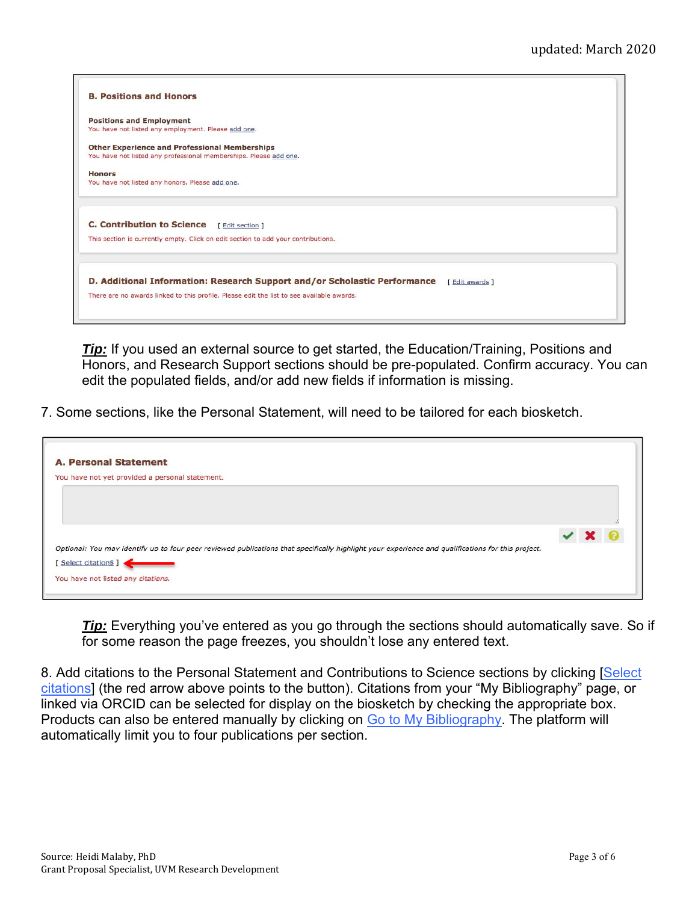B. Positions and Honors

Positions and Employment
You have not listed any employment. Please add one.

Other Experience and Professional Memberships
You have not listed any professional memberships. Please add one.

Honors
You have not listed any honors. Please add one.

C. Contribution to Science [ Edit section ]
This section is currently empty. Click on edit section to add your contributions.

D. Additional Information: Research Support and/or Scholastic Performance [ Edit awards ]
There are no awards linked to this profile. Please edit the list to see available awards.

***Tip:*** If you used an external source to get started, the Education/Training, Positions and Honors, and Research Support sections should be pre-populated. Confirm accuracy. You can edit the populated fields, and/or add new fields if information is missing.

7. Some sections, like the Personal Statement, will need to be tailored for each biosketch.

A. Personal Statement
You have not yet provided a personal statement.

*Optional: You may identify up to four peer reviewed publications that specifically highlight your experience and qualifications for this project.*

[ Select citations ]

You have not listed any citations.

***Tip:*** Everything you've entered as you go through the sections should automatically save. So if for some reason the page freezes, you shouldn't lose any entered text.

8. Add citations to the Personal Statement and Contributions to Science sections by clicking [Select citations] (the red arrow above points to the button). Citations from your "My Bibliography" page, or linked via ORCID can be selected for display on the biosketch by checking the appropriate box. Products can also be entered manually by clicking on Go to My Bibliography. The platform will automatically limit you to four publications per section.

Source: Heidi Malaby, PhD
Grant Proposal Specialist, UVM Research Development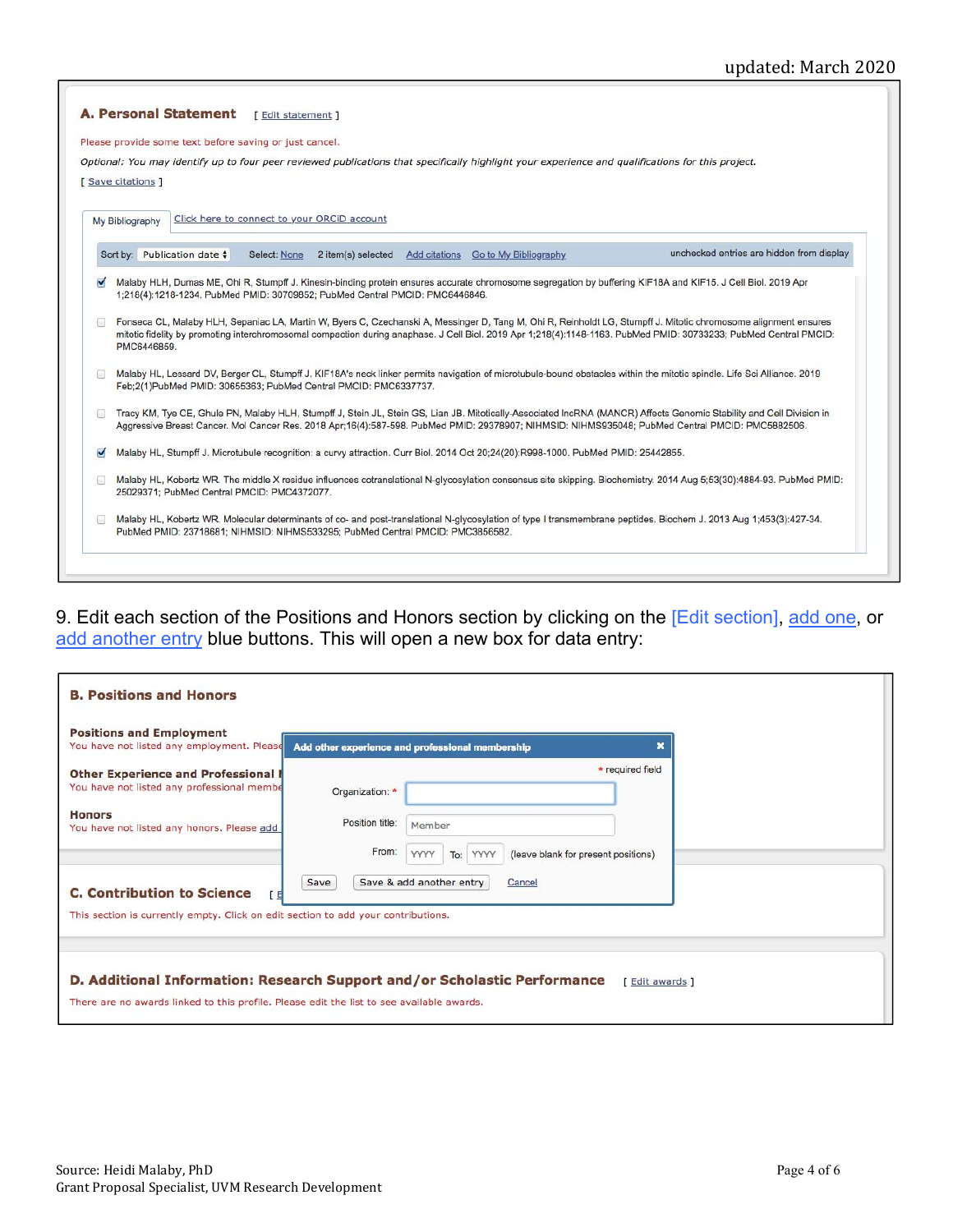### A. Personal Statement [ Edit statement ]

Please provide some text before saving or just cancel.

*Optional: You may identify up to four peer reviewed publications that specifically highlight your experience and qualifications for this project.*

[ Save citations ]

My Bibliography | Click here to connect to your ORCiD account

Sort by: Publication date | Select: None | 2 item(s) selected | Add citations | Go to My Bibliography | unchecked entries are hidden from display

- [x] Malaby HLH, Dumas ME, Ohi R, Stumpff J. Kinesin-binding protein ensures accurate chromosome segregation by buffering KIF18A and KIF15. J Cell Biol. 2019 Apr 1;218(4):1218-1234. PubMed PMID: 30709852; PubMed Central PMCID: PMC6446846.
- [ ] Fonseca CL, Malaby HLH, Sepaniac LA, Martin W, Byers C, Czechanski A, Messinger D, Tang M, Ohi R, Reinholdt LG, Stumpff J. Mitotic chromosome alignment ensures mitotic fidelity by promoting interchromosomal compaction during anaphase. J Cell Biol. 2019 Apr 1;218(4):1148-1163. PubMed PMID: 30733233; PubMed Central PMCID: PMC6446859.
- [ ] Malaby HL, Lessard DV, Berger CL, Stumpff J. KIF18A's neck linker permits navigation of microtubule-bound obstacles within the mitotic spindle. Life Sci Alliance. 2019 Feb;2(1)PubMed PMID: 30655363; PubMed Central PMCID: PMC6337737.
- [ ] Tracy KM, Tye CE, Ghule PN, Malaby HLH, Stumpff J, Stein JL, Stein GS, Lian JB. Mitotically-Associated lncRNA (MANCR) Affects Genomic Stability and Cell Division in Aggressive Breast Cancer. Mol Cancer Res. 2018 Apr;16(4):587-598. PubMed PMID: 29378907; NIHMSID: NIHMS935048; PubMed Central PMCID: PMC5882506.
- [x] Malaby HL, Stumpff J. Microtubule recognition: a curvy attraction. Curr Biol. 2014 Oct 20;24(20):R998-1000. PubMed PMID: 25442855.
- [ ] Malaby HL, Kobertz WR. The middle X residue influences cotranslational N-glycosylation consensus site skipping. Biochemistry. 2014 Aug 5;53(30):4884-93. PubMed PMID: 25029371; PubMed Central PMCID: PMC4372077.
- [ ] Malaby HL, Kobertz WR. Molecular determinants of co- and post-translational N-glycosylation of type I transmembrane peptides. Biochem J. 2013 Aug 1;453(3):427-34. PubMed PMID: 23718681; NIHMSID: NIHMS533295; PubMed Central PMCID: PMC3856582.

9. Edit each section of the Positions and Honors section by clicking on the [Edit section], add one, or add another entry blue buttons. This will open a new box for data entry:

### B. Positions and Honors

**Positions and Employment**
You have not listed any employment. Please

**Other Experience and Professional M**
You have not listed any professional membe

**Honors**
You have not listed any honors. Please add

**Add other experience and professional membership**

\* required field

Organization: *

Position title: Member

From: YYYY To: YYYY (leave blank for present positions)

Save | Save & add another entry | Cancel

### C. Contribution to Science [ E

This section is currently empty. Click on edit section to add your contributions.

### D. Additional Information: Research Support and/or Scholastic Performance [ Edit awards ]

There are no awards linked to this profile. Please edit the list to see available awards.

Source: Heidi Malaby, PhD
Grant Proposal Specialist, UVM Research Development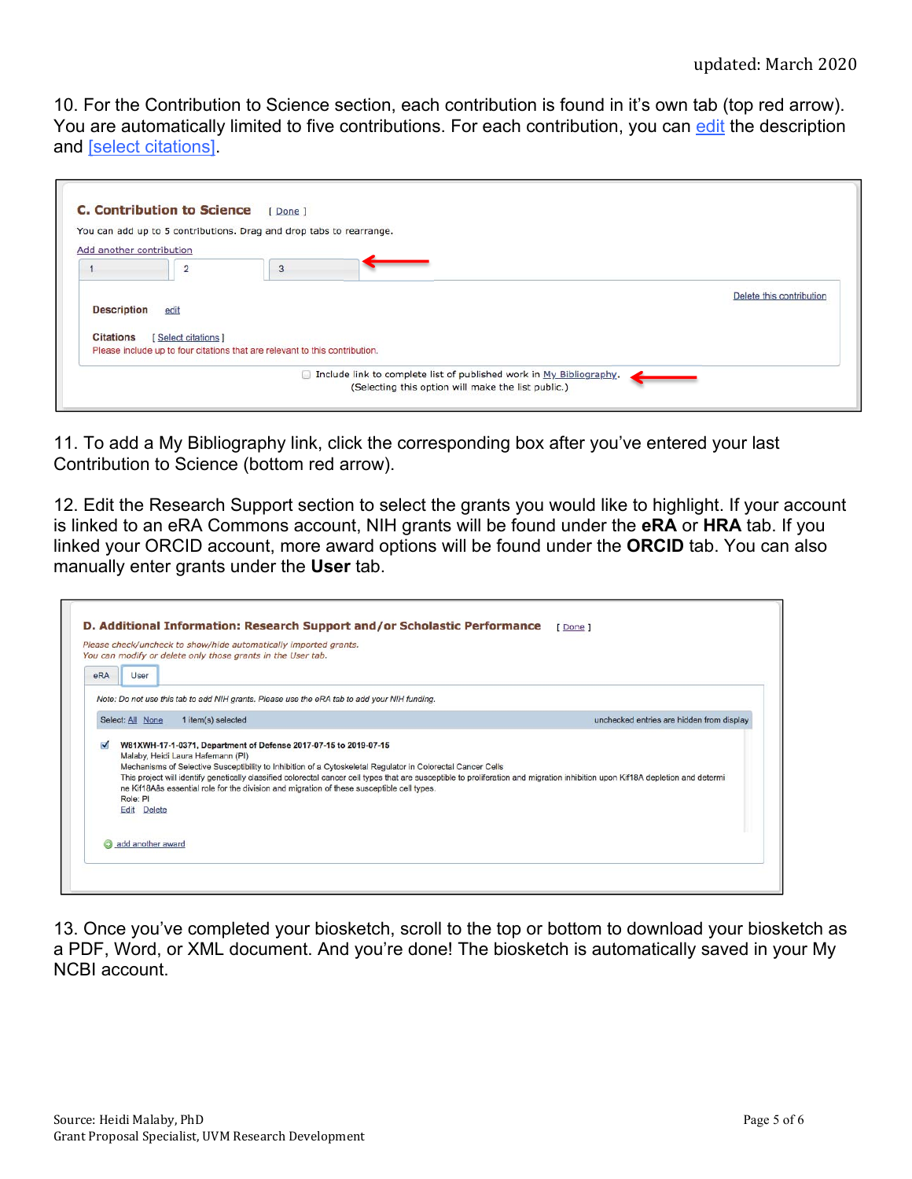updated: March 2020

10. For the Contribution to Science section, each contribution is found in it's own tab (top red arrow). You are automatically limited to five contributions. For each contribution, you can edit the description and [select citations].

**C. Contribution to Science** [ Done ]

You can add up to 5 contributions. Drag and drop tabs to rearrange.

Add another contribution

1 | 2 | 3

Delete this contribution

**Description** edit

**Citations** [ Select citations ]

Please include up to four citations that are relevant to this contribution.

☐ Include link to complete list of published work in My Bibliography.
(Selecting this option will make the list public.)

11. To add a My Bibliography link, click the corresponding box after you've entered your last Contribution to Science (bottom red arrow).

12. Edit the Research Support section to select the grants you would like to highlight. If your account is linked to an eRA Commons account, NIH grants will be found under the **eRA** or **HRA** tab. If you linked your ORCID account, more award options will be found under the **ORCID** tab. You can also manually enter grants under the **User** tab.

**D. Additional Information: Research Support and/or Scholastic Performance** [ Done ]

*Please check/uncheck to show/hide automatically imported grants.*
*You can modify or delete only those grants in the User tab.*

eRA | User

*Note: Do not use this tab to add NIH grants. Please use the eRA tab to add your NIH funding.*

Select: All None 1 item(s) selected unchecked entries are hidden from display

☑ **W81XWH-17-1-0371, Department of Defense 2017-07-15 to 2019-07-15**
Malaby, Heidi Laura Hafemann (PI)
Mechanisms of Selective Susceptibility to Inhibition of a Cytoskeletal Regulator in Colorectal Cancer Cells
This project will identify genetically classified colorectal cancer cell types that are susceptible to proliferation and migration inhibition upon Kif18A depletion and determine Kif18Aâs essential role for the division and migration of these susceptible cell types.
Role: PI
Edit Delete

add another award

13. Once you've completed your biosketch, scroll to the top or bottom to download your biosketch as a PDF, Word, or XML document. And you're done! The biosketch is automatically saved in your My NCBI account.

Source: Heidi Malaby, PhD
Grant Proposal Specialist, UVM Research Development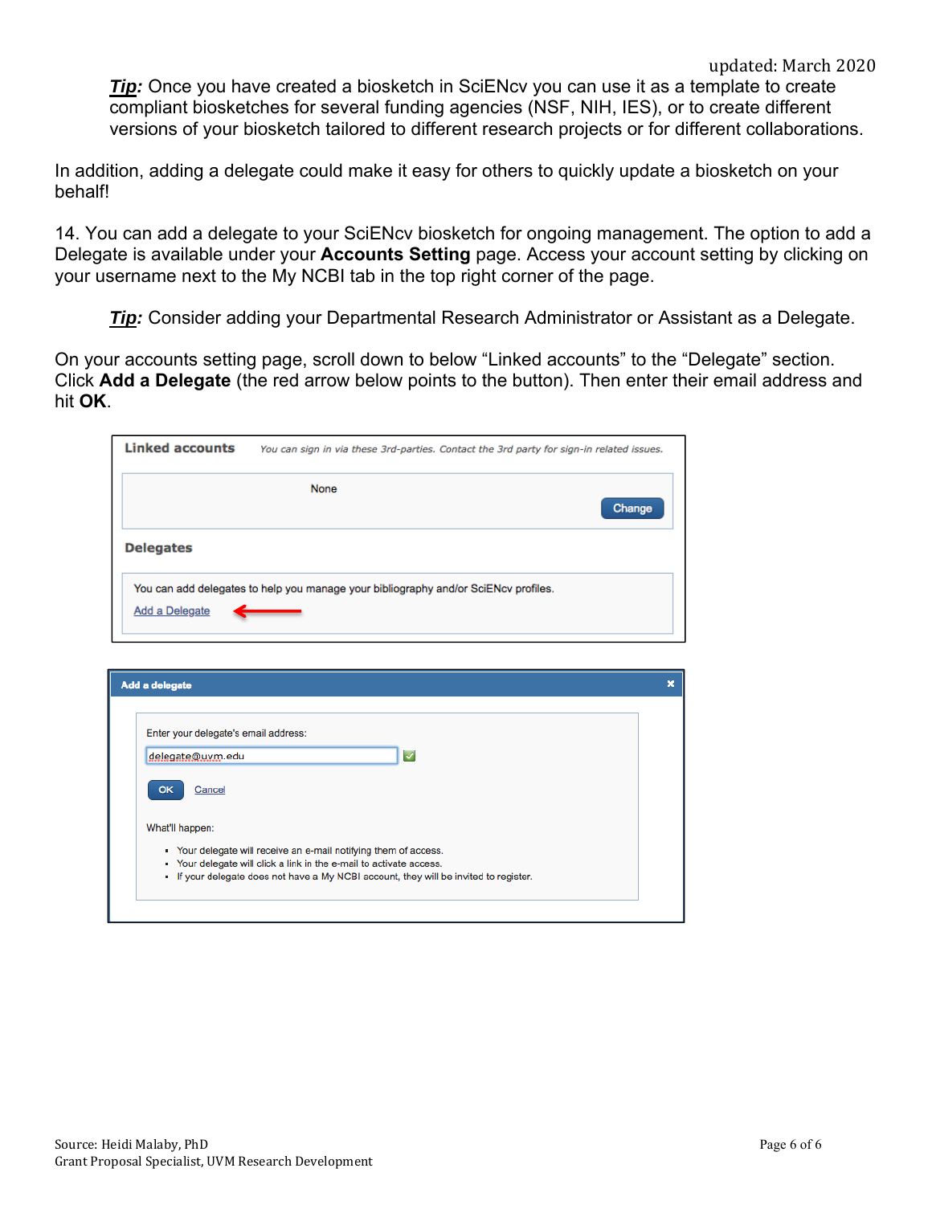updated: March 2020

***Tip:*** Once you have created a biosketch in SciENcv you can use it as a template to create compliant biosketches for several funding agencies (NSF, NIH, IES), or to create different versions of your biosketch tailored to different research projects or for different collaborations.

In addition, adding a delegate could make it easy for others to quickly update a biosketch on your behalf!

14. You can add a delegate to your SciENcv biosketch for ongoing management. The option to add a Delegate is available under your **Accounts Setting** page. Access your account setting by clicking on your username next to the My NCBI tab in the top right corner of the page.

***Tip:*** Consider adding your Departmental Research Administrator or Assistant as a Delegate.

On your accounts setting page, scroll down to below "Linked accounts" to the "Delegate" section. Click **Add a Delegate** (the red arrow below points to the button). Then enter their email address and hit **OK**.

**Linked accounts** *You can sign in via these 3rd-parties. Contact the 3rd party for sign-in related issues.*

None

Change

**Delegates**

You can add delegates to help you manage your bibliography and/or SciENcv profiles.

Add a Delegate

**Add a delegate**

Enter your delegate's email address:

delegate@uvm.edu

OK Cancel

What'll happen:

- Your delegate will receive an e-mail notifying them of access.
- Your delegate will click a link in the e-mail to activate access.
- If your delegate does not have a My NCBI account, they will be invited to register.

Source: Heidi Malaby, PhD
Grant Proposal Specialist, UVM Research Development